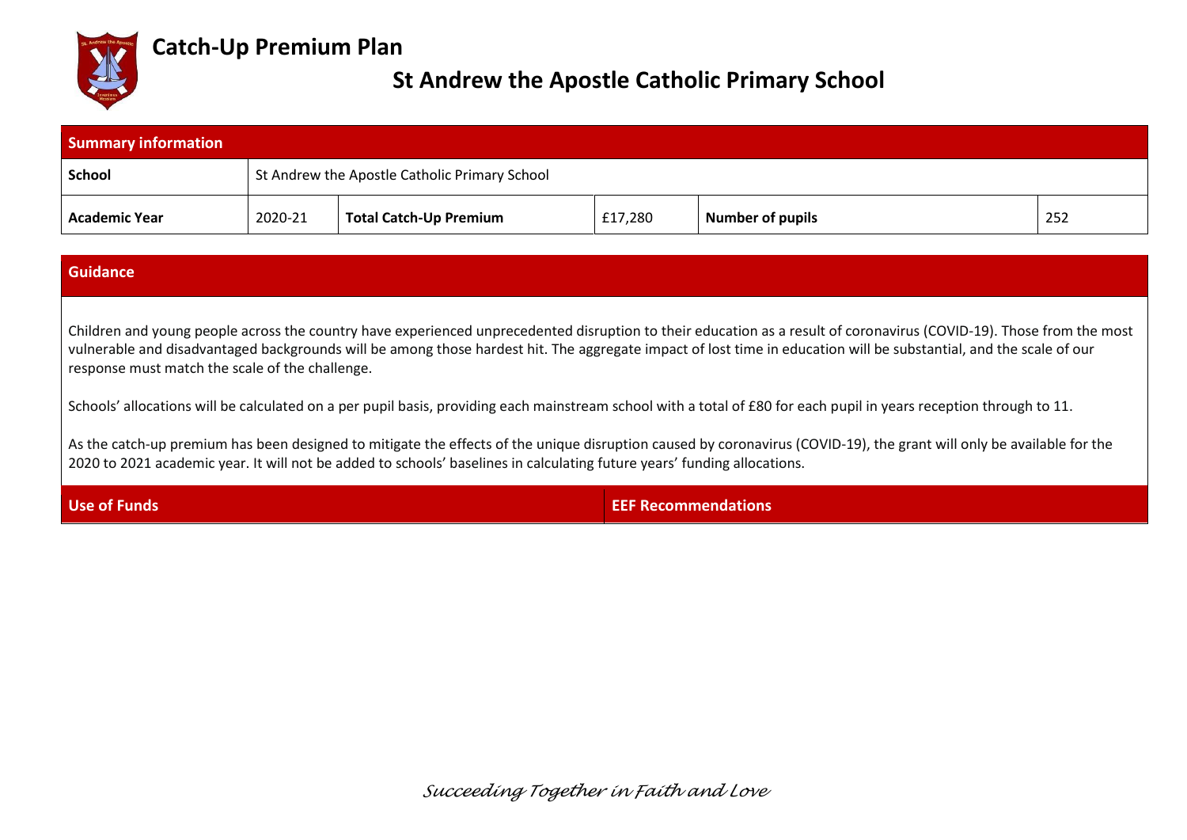# Catch-Up Premium Plan

## St Andrew the Apostle Catholic Primary School

| Summary information | | | | | |
|---|---|---|---|---|---|
| **School** | St Andrew the Apostle Catholic Primary School | | | | |
| **Academic Year** | 2020-21 | **Total Catch-Up Premium** | £17,280 | **Number of pupils** | 252 |

| Guidance |
|---|
| Children and young people across the country have experienced unprecedented disruption to their education as a result of coronavirus (COVID-19). Those from the most vulnerable and disadvantaged backgrounds will be among those hardest hit. The aggregate impact of lost time in education will be substantial, and the scale of our response must match the scale of the challenge.<br><br>Schools' allocations will be calculated on a per pupil basis, providing each mainstream school with a total of £80 for each pupil in years reception through to 11.<br><br>As the catch-up premium has been designed to mitigate the effects of the unique disruption caused by coronavirus (COVID-19), the grant will only be available for the 2020 to 2021 academic year. It will not be added to schools' baselines in calculating future years' funding allocations. |

| Use of Funds | EEF Recommendations |
|---|---|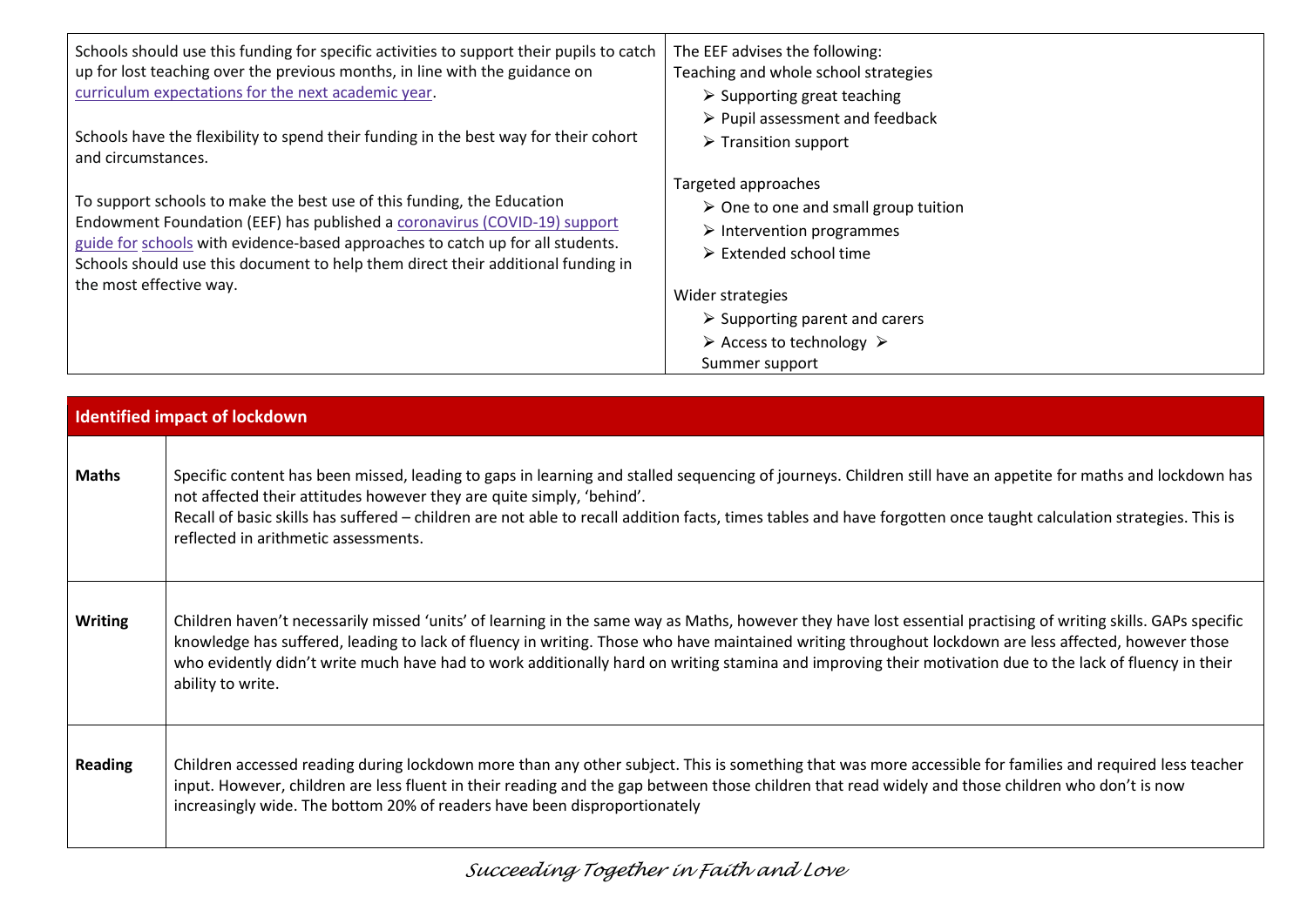| Schools should use this funding for specific activities to support their pupils to catch up for lost teaching over the previous months, in line with the guidance on [curriculum expectations for the next academic year](). <br><br> Schools have the flexibility to spend their funding in the best way for their cohort and circumstances. <br><br> To support schools to make the best use of this funding, the Education Endowment Foundation (EEF) has published a [coronavirus (COVID-19) support guide for schools]() with evidence-based approaches to catch up for all students. Schools should use this document to help them direct their additional funding in the most effective way. | The EEF advises the following: <br> Teaching and whole school strategies <br> ➢ Supporting great teaching <br> ➢ Pupil assessment and feedback <br> ➢ Transition support <br><br> Targeted approaches <br> ➢ One to one and small group tuition <br> ➢ Intervention programmes <br> ➢ Extended school time <br><br> Wider strategies <br> ➢ Supporting parent and carers <br> ➢ Access to technology ➢ Summer support |
|---|---|

| **Identified impact of lockdown** | |
|---|---|
| **Maths** | Specific content has been missed, leading to gaps in learning and stalled sequencing of journeys. Children still have an appetite for maths and lockdown has not affected their attitudes however they are quite simply, 'behind'. <br> Recall of basic skills has suffered – children are not able to recall addition facts, times tables and have forgotten once taught calculation strategies. This is reflected in arithmetic assessments. |
| **Writing** | Children haven't necessarily missed 'units' of learning in the same way as Maths, however they have lost essential practising of writing skills. GAPs specific knowledge has suffered, leading to lack of fluency in writing. Those who have maintained writing throughout lockdown are less affected, however those who evidently didn't write much have had to work additionally hard on writing stamina and improving their motivation due to the lack of fluency in their ability to write. |
| **Reading** | Children accessed reading during lockdown more than any other subject. This is something that was more accessible for families and required less teacher input. However, children are less fluent in their reading and the gap between those children that read widely and those children who don't is now increasingly wide. The bottom 20% of readers have been disproportionately |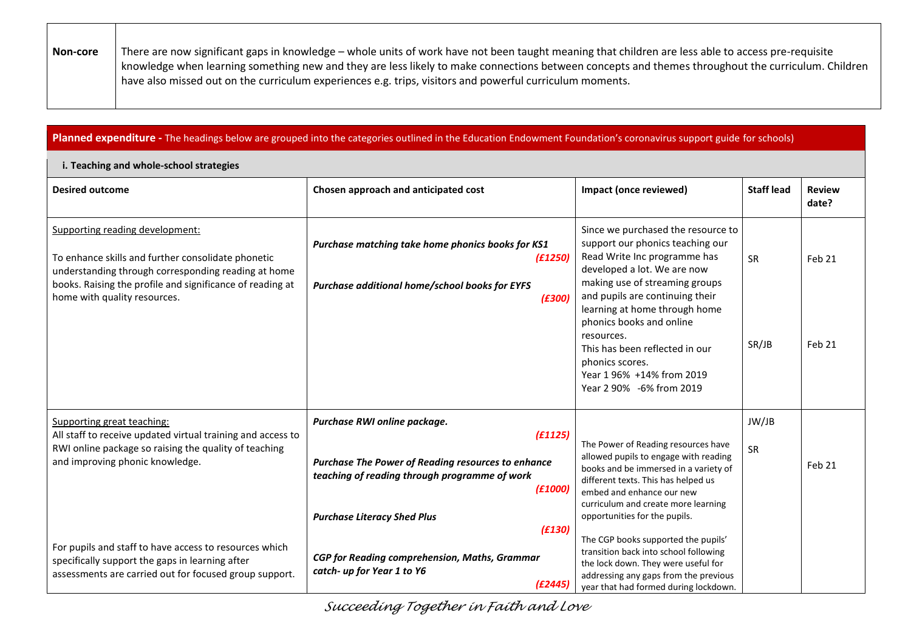| Non-core | There are now significant gaps in knowledge – whole units of work have not been taught meaning that children are less able to access pre-requisite knowledge when learning something new and they are less likely to make connections between concepts and themes throughout the curriculum. Children have also missed out on the curriculum experiences e.g. trips, visitors and powerful curriculum moments. |
|---|---|

**Planned expenditure -** The headings below are grouped into the categories outlined in the Education Endowment Foundation's coronavirus support guide for schools)

**i. Teaching and whole-school strategies**

| Desired outcome | Chosen approach and anticipated cost | Impact (once reviewed) | Staff lead | Review date? |
|---|---|---|---|---|
| Supporting reading development:<br><br>To enhance skills and further consolidate phonetic understanding through corresponding reading at home books. Raising the profile and significance of reading at home with quality resources. | ***Purchase matching take home phonics books for KS1*** ***(£1250)***<br><br>***Purchase additional home/school books for EYFS*** ***(£300)*** | Since we purchased the resource to support our phonics teaching our Read Write Inc programme has developed a lot. We are now making use of streaming groups and pupils are continuing their learning at home through home phonics books and online resources.<br>This has been reflected in our phonics scores.<br>Year 1 96% +14% from 2019<br>Year 2 90% -6% from 2019 | SR<br><br>SR/JB | Feb 21<br><br>Feb 21 |
| Supporting great teaching:<br>All staff to receive updated virtual training and access to RWI online package so raising the quality of teaching and improving phonic knowledge.<br><br>For pupils and staff to have access to resources which specifically support the gaps in learning after assessments are carried out for focused group support. | ***Purchase RWI online package.*** ***(£1125)***<br><br>***Purchase The Power of Reading resources to enhance teaching of reading through programme of work*** ***(£1000)***<br><br>***Purchase Literacy Shed Plus*** ***(£130)***<br><br>***CGP for Reading comprehension, Maths, Grammar catch- up for Year 1 to Y6*** ***(£2445)*** | The Power of Reading resources have allowed pupils to engage with reading books and be immersed in a variety of different texts. This has helped us embed and enhance our new curriculum and create more learning opportunities for the pupils.<br><br>The CGP books supported the pupils' transition back into school following the lock down. They were useful for addressing any gaps from the previous year that had formed during lockdown. | JW/JB<br><br>SR | Feb 21 |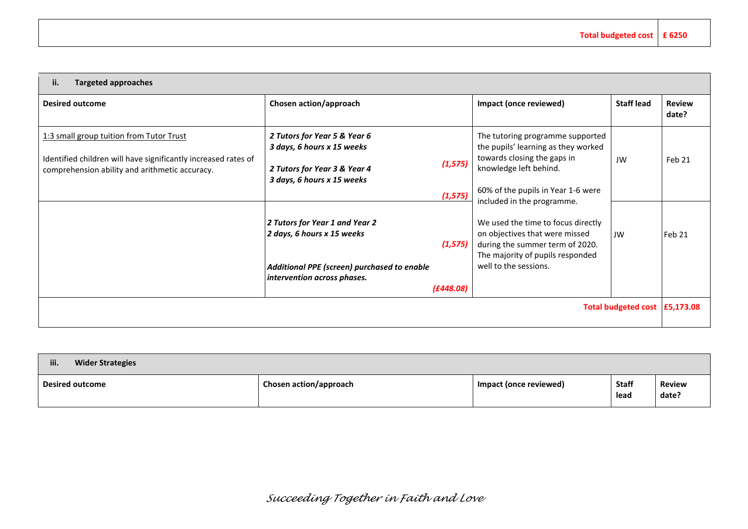| | |
|---|---|
| **Total budgeted cost** | **£ 6250** |

| **ii. Targeted approaches** | | | | |
|---|---|---|---|---|
| **Desired outcome** | **Chosen action/approach** | **Impact (once reviewed)** | **Staff lead** | **Review date?** |
| 1:3 small group tuition from Tutor Trust<br><br>Identified children will have significantly increased rates of comprehension ability and arithmetic accuracy. | ***2 Tutors for Year 5 & Year 6*** ***3 days, 6 hours x 15 weeks*** ***(1,575)***<br><br>***2 Tutors for Year 3 & Year 4*** ***3 days, 6 hours x 15 weeks*** ***(1,575)*** | The tutoring programme supported the pupils' learning as they worked towards closing the gaps in knowledge left behind.<br><br>60% of the pupils in Year 1-6 were included in the programme.<br><br>We used the time to focus directly on objectives that were missed during the summer term of 2020. The majority of pupils responded well to the sessions. | JW | Feb 21 |
| | ***2 Tutors for Year 1 and Year 2*** ***2 days, 6 hours x 15 weeks*** ***(1,575)***<br><br>***Additional PPE (screen) purchased to enable intervention across phases.*** ***(£448.08)*** | | JW | Feb 21 |
| | | | **Total budgeted cost** | **£5,173.08** |

| **iii. Wider Strategies** | | | | |
|---|---|---|---|---|
| **Desired outcome** | **Chosen action/approach** | **Impact (once reviewed)** | **Staff lead** | **Review date?** |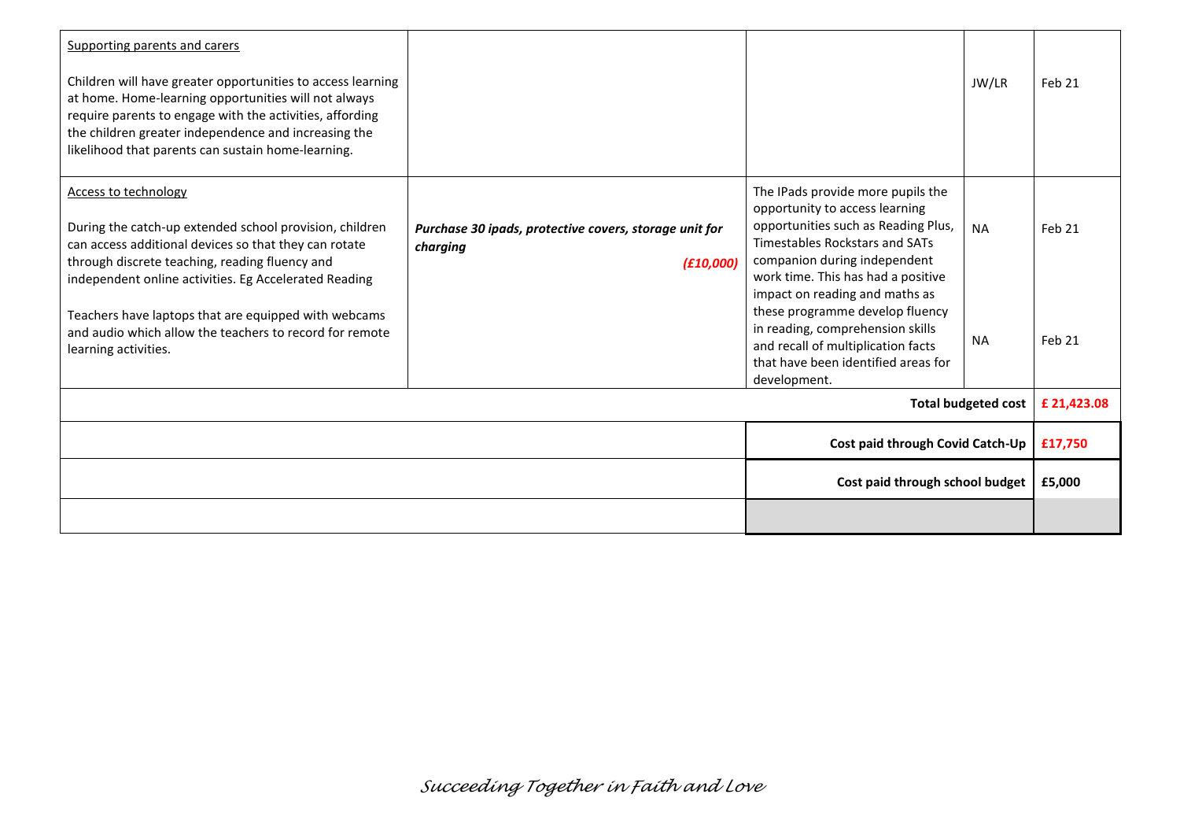| | | | | |
|---|---|---|---|---|
| Supporting parents and carers<br><br>Children will have greater opportunities to access learning at home. Home-learning opportunities will not always require parents to engage with the activities, affording the children greater independence and increasing the likelihood that parents can sustain home-learning. | | | JW/LR | Feb 21 |
| Access to technology<br><br>During the catch-up extended school provision, children can access additional devices so that they can rotate through discrete teaching, reading fluency and independent online activities. Eg Accelerated Reading<br><br>Teachers have laptops that are equipped with webcams and audio which allow the teachers to record for remote learning activities. | ***Purchase 30 ipads, protective covers, storage unit for charging***<br><br>***(£10,000)*** | The IPads provide more pupils the opportunity to access learning opportunities such as Reading Plus, Timestables Rockstars and SATs companion during independent work time. This has had a positive impact on reading and maths as these programme develop fluency in reading, comprehension skills and recall of multiplication facts that have been identified areas for development. | NA<br><br>NA | Feb 21<br><br>Feb 21 |
| | | | **Total budgeted cost** | **£ 21,423.08** |
| | | | **Cost paid through Covid Catch-Up** | **£17,750** |
| | | | **Cost paid through school budget** | **£5,000** |
| | | | | |